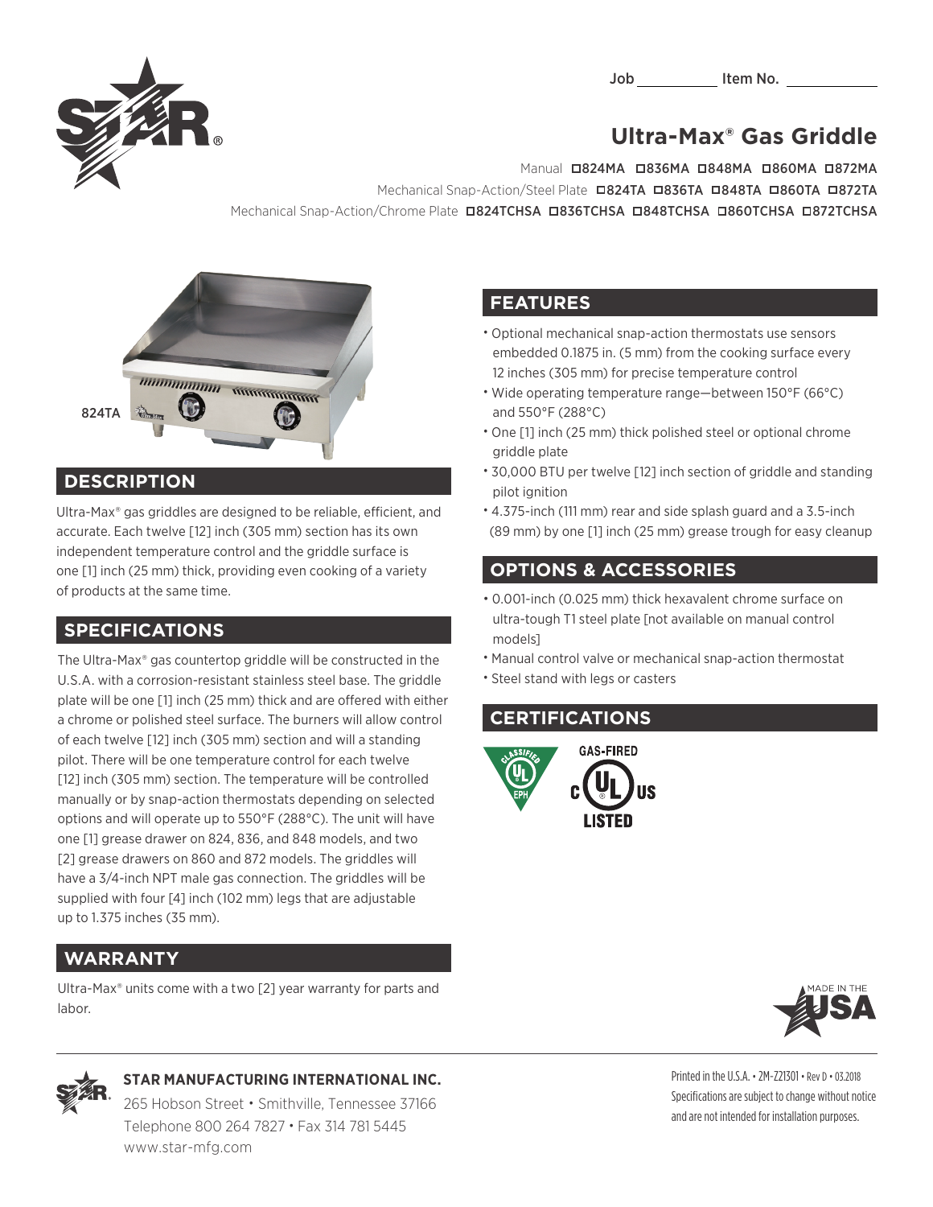Job __________ Item No. __________

# Ultra-Max® Gas Griddle

Manual ☐824MA ☐836MA ☐848MA ☐860MA ☐872MA

Mechanical Snap-Action/Steel Plate ☐824TA ☐836TA ☐848TA ☐860TA ☐872TA

Mechanical Snap-Action/Chrome Plate ☐824TCHSA ☐836TCHSA ☐848TCHSA ☐860TCHSA ☐872TCHSA

824TA

## DESCRIPTION

Ultra-Max® gas griddles are designed to be reliable, efficient, and accurate. Each twelve [12] inch (305 mm) section has its own independent temperature control and the griddle surface is one [1] inch (25 mm) thick, providing even cooking of a variety of products at the same time.

## SPECIFICATIONS

The Ultra-Max® gas countertop griddle will be constructed in the U.S.A. with a corrosion-resistant stainless steel base. The griddle plate will be one [1] inch (25 mm) thick and are offered with either a chrome or polished steel surface. The burners will allow control of each twelve [12] inch (305 mm) section and will a standing pilot. There will be one temperature control for each twelve [12] inch (305 mm) section. The temperature will be controlled manually or by snap-action thermostats depending on selected options and will operate up to 550°F (288°C). The unit will have one [1] grease drawer on 824, 836, and 848 models, and two [2] grease drawers on 860 and 872 models. The griddles will have a 3/4-inch NPT male gas connection. The griddles will be supplied with four [4] inch (102 mm) legs that are adjustable up to 1.375 inches (35 mm).

## WARRANTY

Ultra-Max® units come with a two [2] year warranty for parts and labor.

## FEATURES

- Optional mechanical snap-action thermostats use sensors embedded 0.1875 in. (5 mm) from the cooking surface every 12 inches (305 mm) for precise temperature control
- Wide operating temperature range—between 150°F (66°C) and 550°F (288°C)
- One [1] inch (25 mm) thick polished steel or optional chrome griddle plate
- 30,000 BTU per twelve [12] inch section of griddle and standing pilot ignition
- 4.375-inch (111 mm) rear and side splash guard and a 3.5-inch (89 mm) by one [1] inch (25 mm) grease trough for easy cleanup

## OPTIONS & ACCESSORIES

- 0.001-inch (0.025 mm) thick hexavalent chrome surface on ultra-tough T1 steel plate [not available on manual control models]
- Manual control valve or mechanical snap-action thermostat
- Steel stand with legs or casters

## CERTIFICATIONS

CLASSIFIED UL EPH

GAS-FIRED c UL US LISTED

MADE IN THE USA

**STAR MANUFACTURING INTERNATIONAL INC.**
265 Hobson Street • Smithville, Tennessee 37166
Telephone 800 264 7827 • Fax 314 781 5445
www.star-mfg.com

Printed in the U.S.A. • 2M-Z21301 • Rev D • 03.2018
Specifications are subject to change without notice and are not intended for installation purposes.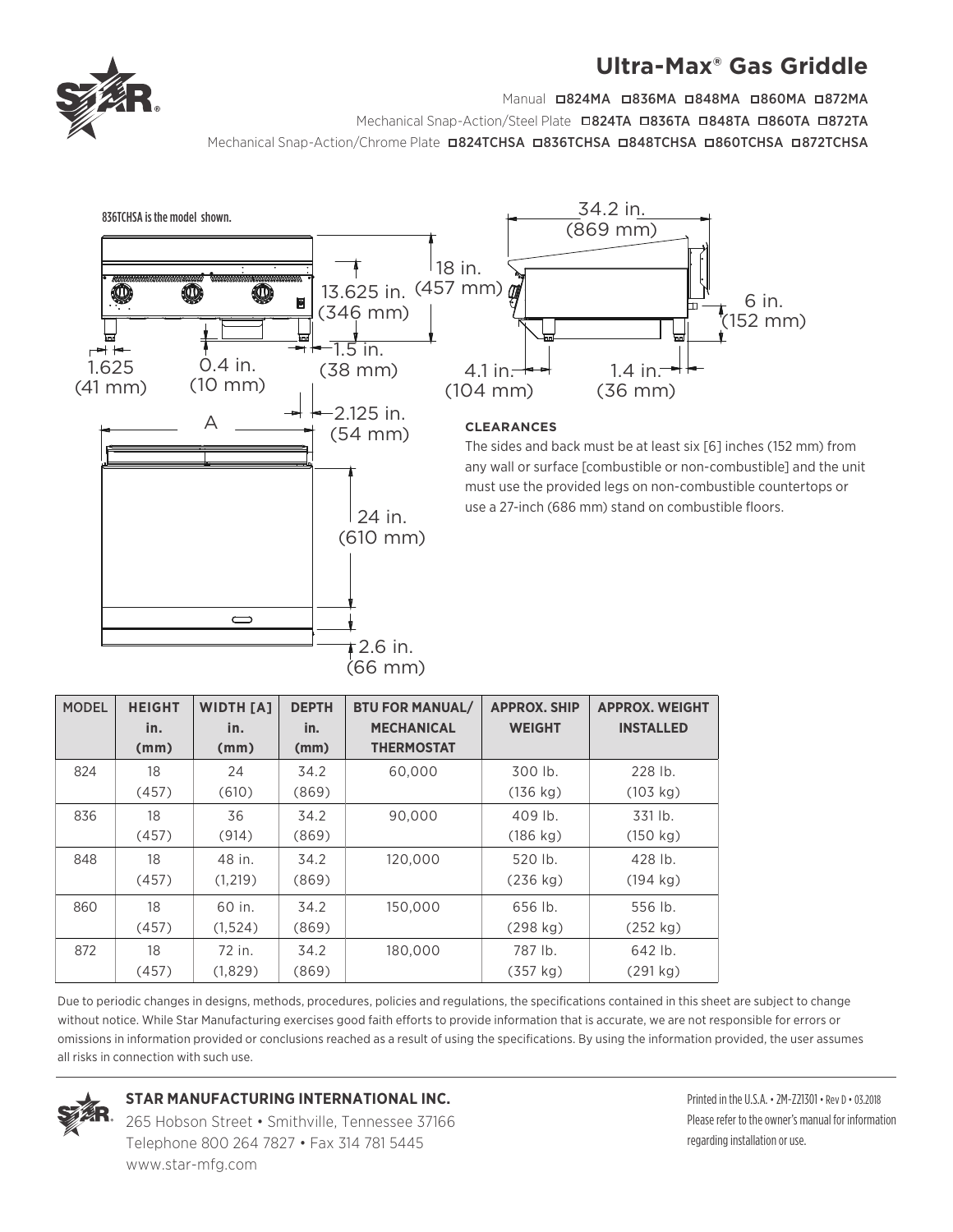# Ultra-Max® Gas Griddle

Manual ☐824MA ☐836MA ☐848MA ☐860MA ☐872MA

Mechanical Snap-Action/Steel Plate ☐824TA ☐836TA ☐848TA ☐860TA ☐872TA

Mechanical Snap-Action/Chrome Plate ☐824TCHSA ☐836TCHSA ☐848TCHSA ☐860TCHSA ☐872TCHSA

836TCHSA is the model shown.

34.2 in. (869 mm)

18 in. (457 mm)

13.625 in. (346 mm)

6 in. (152 mm)

1.5 in. (38 mm)

1.625 (41 mm)

0.4 in. (10 mm)

4.1 in. (104 mm)

1.4 in. (36 mm)

2.125 in. (54 mm)

A

24 in. (610 mm)

2.6 in. (66 mm)

**CLEARANCES**

The sides and back must be at least six [6] inches (152 mm) from any wall or surface [combustible or non-combustible] and the unit must use the provided legs on non-combustible countertops or use a 27-inch (686 mm) stand on combustible floors.

| MODEL | HEIGHT in. (mm) | WIDTH [A] in. (mm) | DEPTH in. (mm) | BTU FOR MANUAL/ MECHANICAL THERMOSTAT | APPROX. SHIP WEIGHT | APPROX. WEIGHT INSTALLED |
|---|---|---|---|---|---|---|
| 824 | 18 (457) | 24 (610) | 34.2 (869) | 60,000 | 300 lb. (136 kg) | 228 lb. (103 kg) |
| 836 | 18 (457) | 36 (914) | 34.2 (869) | 90,000 | 409 lb. (186 kg) | 331 lb. (150 kg) |
| 848 | 18 (457) | 48 in. (1,219) | 34.2 (869) | 120,000 | 520 lb. (236 kg) | 428 lb. (194 kg) |
| 860 | 18 (457) | 60 in. (1,524) | 34.2 (869) | 150,000 | 656 lb. (298 kg) | 556 lb. (252 kg) |
| 872 | 18 (457) | 72 in. (1,829) | 34.2 (869) | 180,000 | 787 lb. (357 kg) | 642 lb. (291 kg) |

Due to periodic changes in designs, methods, procedures, policies and regulations, the specifications contained in this sheet are subject to change without notice. While Star Manufacturing exercises good faith efforts to provide information that is accurate, we are not responsible for errors or omissions in information provided or conclusions reached as a result of using the specifications. By using the information provided, the user assumes all risks in connection with such use.

**STAR MANUFACTURING INTERNATIONAL INC.**

265 Hobson Street • Smithville, Tennessee 37166
Telephone 800 264 7827 • Fax 314 781 5445
www.star-mfg.com

Printed in the U.S.A. • 2M-Z21301 • Rev D • 03.2018
Please refer to the owner's manual for information regarding installation or use.